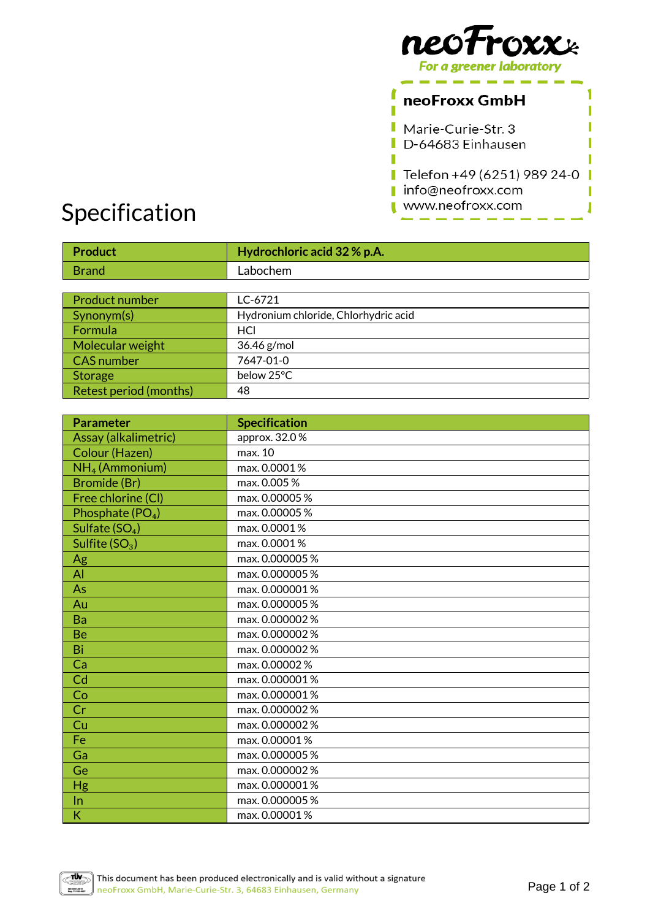neoFroxx
For a greener laboratory

**neoFroxx GmbH**

Marie-Curie-Str. 3
D-64683 Einhausen

Telefon +49 (6251) 989 24-0
info@neofroxx.com
www.neofroxx.com

# Specification

| **Product** | **Hydrochloric acid 32 % p.A.** |
|---|---|
| Brand | Labochem |

| Product number | LC-6721 |
|---|---|
| Synonym(s) | Hydronium chloride, Chlorhydric acid |
| Formula | HCl |
| Molecular weight | 36.46 g/mol |
| CAS number | 7647-01-0 |
| Storage | below 25°C |
| Retest period (months) | 48 |

| **Parameter** | **Specification** |
|---|---|
| Assay (alkalimetric) | approx. 32.0 % |
| Colour (Hazen) | max. 10 |
| $NH_4$ (Ammonium) | max. 0.0001 % |
| Bromide (Br) | max. 0.005 % |
| Free chlorine (Cl) | max. 0.00005 % |
| Phosphate ($PO_4$) | max. 0.00005 % |
| Sulfate ($SO_4$) | max. 0.0001 % |
| Sulfite ($SO_3$) | max. 0.0001 % |
| Ag | max. 0.000005 % |
| Al | max. 0.000005 % |
| As | max. 0.000001 % |
| Au | max. 0.000005 % |
| Ba | max. 0.000002 % |
| Be | max. 0.000002 % |
| Bi | max. 0.000002 % |
| Ca | max. 0.00002 % |
| Cd | max. 0.000001 % |
| Co | max. 0.000001 % |
| Cr | max. 0.000002 % |
| Cu | max. 0.000002 % |
| Fe | max. 0.00001 % |
| Ga | max. 0.000005 % |
| Ge | max. 0.000002 % |
| Hg | max. 0.000001 % |
| In | max. 0.000005 % |
| K | max. 0.00001 % |

This document has been produced electronically and is valid without a signature
neoFroxx GmbH, Marie-Curie-Str. 3, 64683 Einhausen, Germany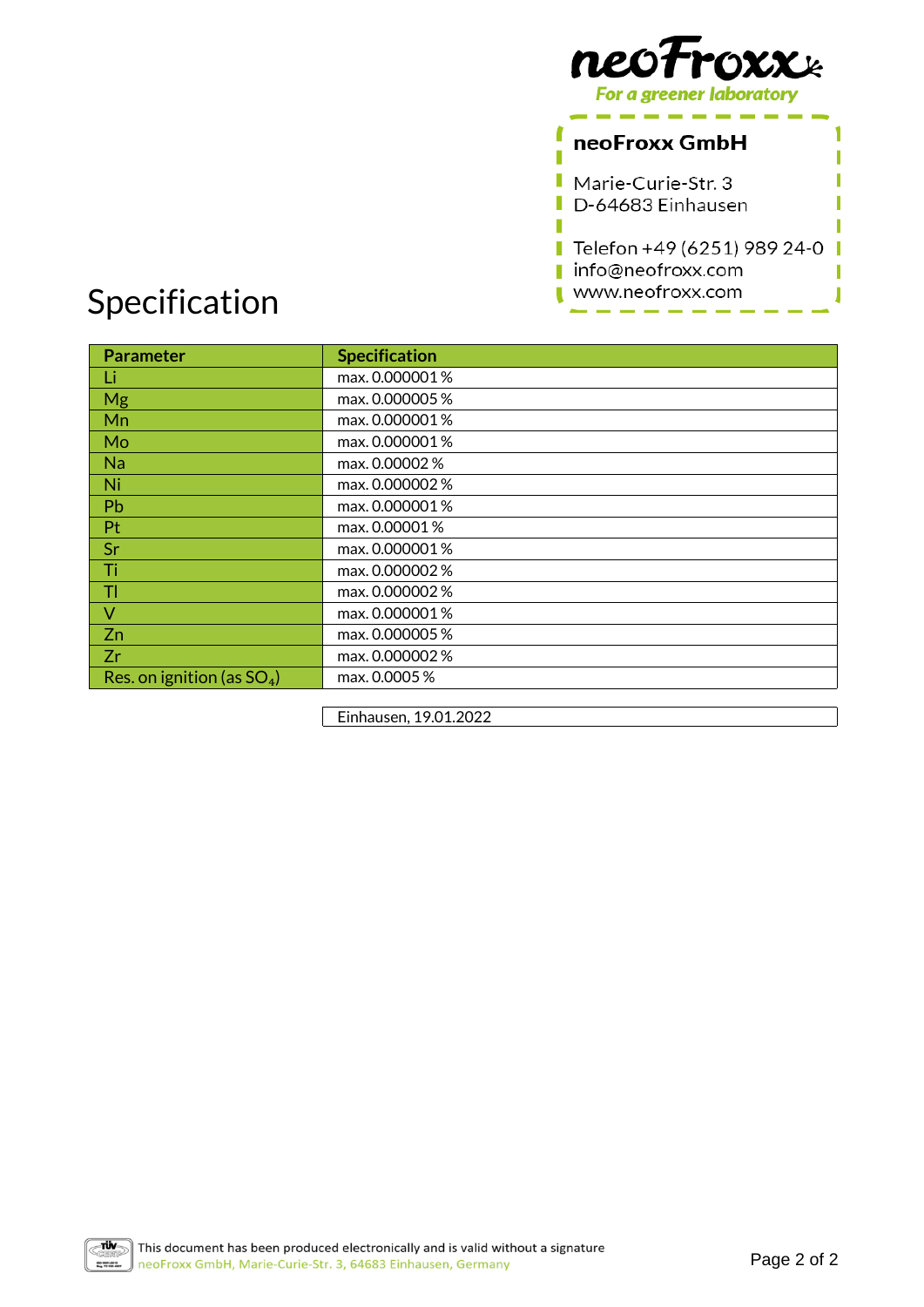**neoFroxx GmbH**

Marie-Curie-Str. 3
D-64683 Einhausen

Telefon +49 (6251) 989 24-0
info@neofroxx.com
www.neofroxx.com

# Specification

| Parameter | Specification |
|---|---|
| Li | max. 0.000001 % |
| Mg | max. 0.000005 % |
| Mn | max. 0.000001 % |
| Mo | max. 0.000001 % |
| Na | max. 0.00002 % |
| Ni | max. 0.000002 % |
| Pb | max. 0.000001 % |
| Pt | max. 0.00001 % |
| Sr | max. 0.000001 % |
| Ti | max. 0.000002 % |
| Tl | max. 0.000002 % |
| V | max. 0.000001 % |
| Zn | max. 0.000005 % |
| Zr | max. 0.000002 % |
| Res. on ignition (as $SO_4$) | max. 0.0005 % |

Einhausen, 19.01.2022

This document has been produced electronically and is valid without a signature
neoFroxx GmbH, Marie-Curie-Str. 3, 64683 Einhausen, Germany